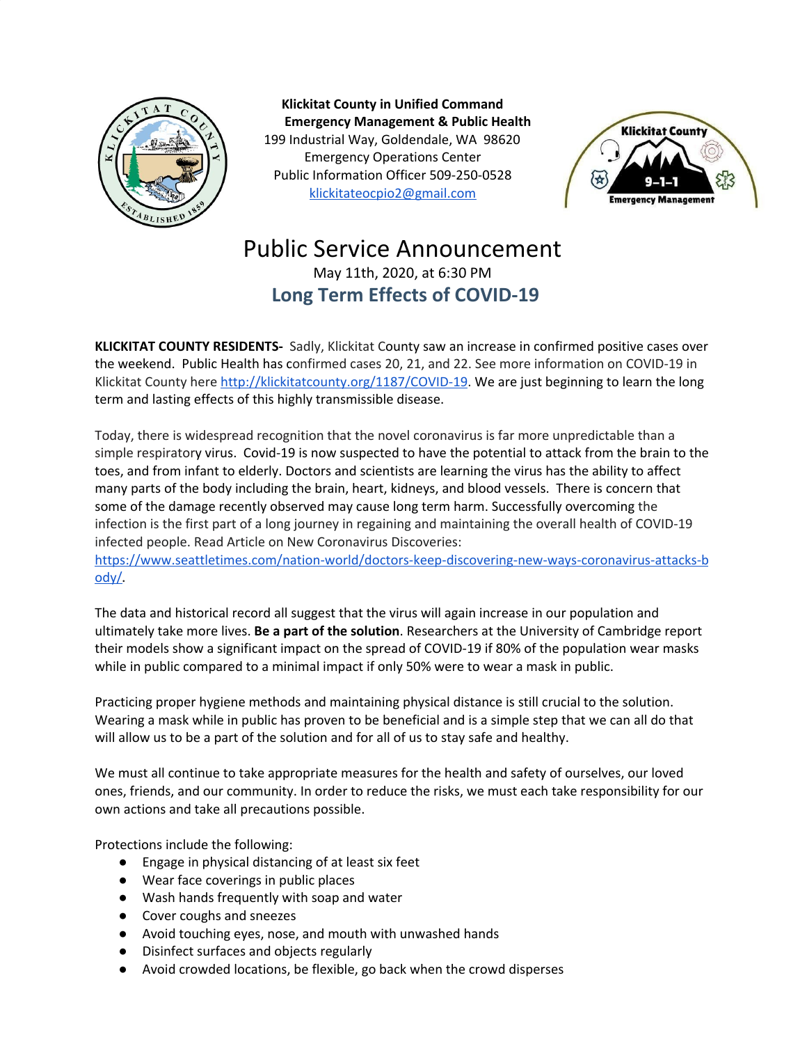**Klickitat County in Unified Command**
**Emergency Management & Public Health**
199 Industrial Way, Goldendale, WA 98620
Emergency Operations Center
Public Information Officer 509-250-0528
klickitateocpio2@gmail.com

# Public Service Announcement

May 11th, 2020, at 6:30 PM

## Long Term Effects of COVID-19

**KLICKITAT COUNTY RESIDENTS-** Sadly, Klickitat County saw an increase in confirmed positive cases over the weekend. Public Health has confirmed cases 20, 21, and 22. See more information on COVID-19 in Klickitat County here http://klickitatcounty.org/1187/COVID-19. We are just beginning to learn the long term and lasting effects of this highly transmissible disease.

Today, there is widespread recognition that the novel coronavirus is far more unpredictable than a simple respiratory virus. Covid-19 is now suspected to have the potential to attack from the brain to the toes, and from infant to elderly. Doctors and scientists are learning the virus has the ability to affect many parts of the body including the brain, heart, kidneys, and blood vessels. There is concern that some of the damage recently observed may cause long term harm. Successfully overcoming the infection is the first part of a long journey in regaining and maintaining the overall health of COVID-19 infected people. Read Article on New Coronavirus Discoveries: https://www.seattletimes.com/nation-world/doctors-keep-discovering-new-ways-coronavirus-attacks-body/.

The data and historical record all suggest that the virus will again increase in our population and ultimately take more lives. **Be a part of the solution**. Researchers at the University of Cambridge report their models show a significant impact on the spread of COVID-19 if 80% of the population wear masks while in public compared to a minimal impact if only 50% were to wear a mask in public.

Practicing proper hygiene methods and maintaining physical distance is still crucial to the solution. Wearing a mask while in public has proven to be beneficial and is a simple step that we can all do that will allow us to be a part of the solution and for all of us to stay safe and healthy.

We must all continue to take appropriate measures for the health and safety of ourselves, our loved ones, friends, and our community. In order to reduce the risks, we must each take responsibility for our own actions and take all precautions possible.

Protections include the following:

- Engage in physical distancing of at least six feet
- Wear face coverings in public places
- Wash hands frequently with soap and water
- Cover coughs and sneezes
- Avoid touching eyes, nose, and mouth with unwashed hands
- Disinfect surfaces and objects regularly
- Avoid crowded locations, be flexible, go back when the crowd disperses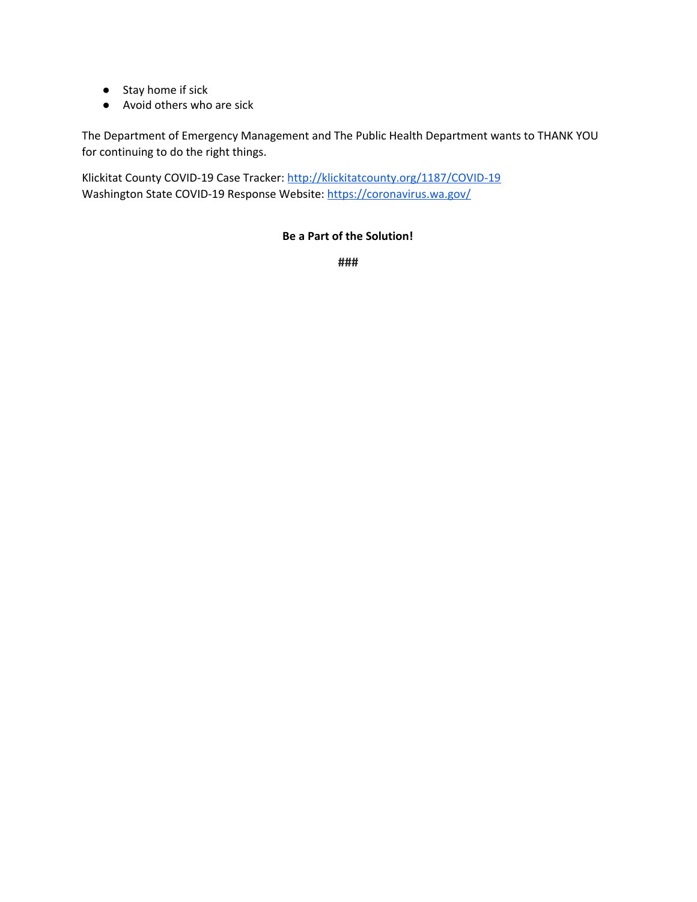- Stay home if sick
- Avoid others who are sick

The Department of Emergency Management and The Public Health Department wants to THANK YOU for continuing to do the right things.

Klickitat County COVID-19 Case Tracker: http://klickitatcounty.org/1187/COVID-19
Washington State COVID-19 Response Website: https://coronavirus.wa.gov/

**Be a Part of the Solution!**

###